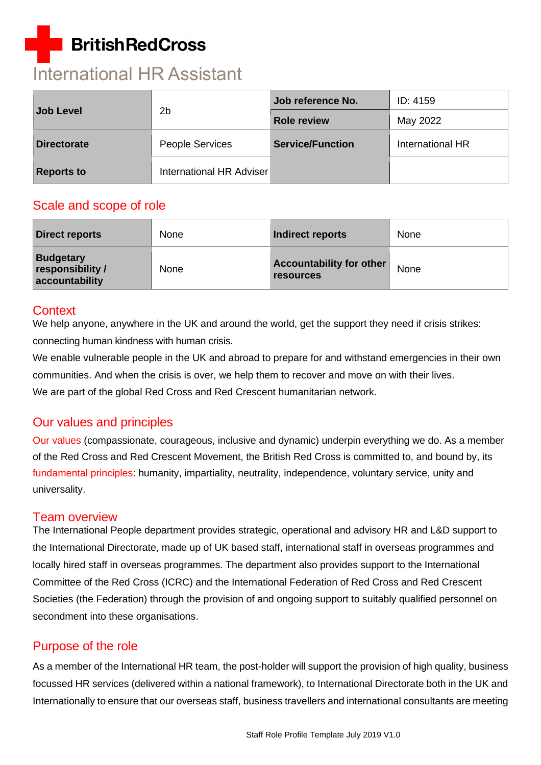British Red Cross

# International HR Assistant

| Job Level | 2b | Job reference No. | ID: 4159 |
|---|---|---|---|
| | | Role review | May 2022 |
| Directorate | People Services | Service/Function | International HR |
| Reports to | International HR Adviser | | |

## Scale and scope of role

| Direct reports | None | Indirect reports | None |
|---|---|---|---|
| Budgetary responsibility / accountability | None | Accountability for other resources | None |

## Context

We help anyone, anywhere in the UK and around the world, get the support they need if crisis strikes: connecting human kindness with human crisis.

We enable vulnerable people in the UK and abroad to prepare for and withstand emergencies in their own communities. And when the crisis is over, we help them to recover and move on with their lives.

We are part of the global Red Cross and Red Crescent humanitarian network.

## Our values and principles

Our values (compassionate, courageous, inclusive and dynamic) underpin everything we do. As a member of the Red Cross and Red Crescent Movement, the British Red Cross is committed to, and bound by, its fundamental principles: humanity, impartiality, neutrality, independence, voluntary service, unity and universality.

## Team overview

The International People department provides strategic, operational and advisory HR and L&D support to the International Directorate, made up of UK based staff, international staff in overseas programmes and locally hired staff in overseas programmes. The department also provides support to the International Committee of the Red Cross (ICRC) and the International Federation of Red Cross and Red Crescent Societies (the Federation) through the provision of and ongoing support to suitably qualified personnel on secondment into these organisations.

## Purpose of the role

As a member of the International HR team, the post-holder will support the provision of high quality, business focussed HR services (delivered within a national framework), to International Directorate both in the UK and Internationally to ensure that our overseas staff, business travellers and international consultants are meeting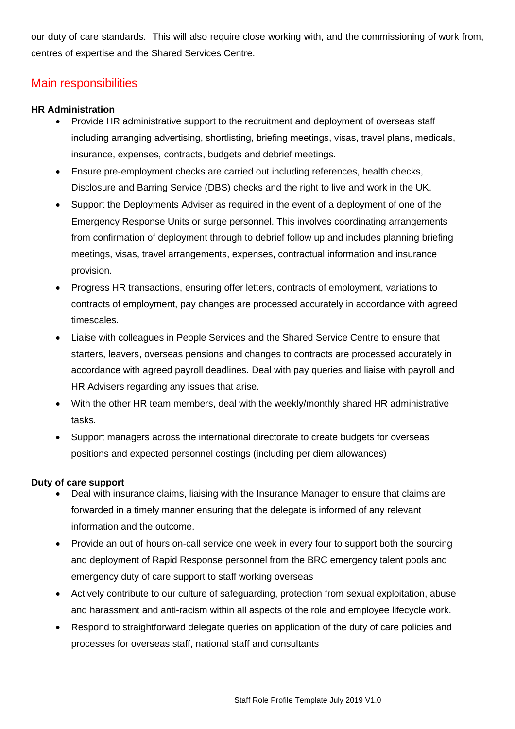our duty of care standards. This will also require close working with, and the commissioning of work from, centres of expertise and the Shared Services Centre.

## Main responsibilities

**HR Administration**

- Provide HR administrative support to the recruitment and deployment of overseas staff including arranging advertising, shortlisting, briefing meetings, visas, travel plans, medicals, insurance, expenses, contracts, budgets and debrief meetings.
- Ensure pre-employment checks are carried out including references, health checks, Disclosure and Barring Service (DBS) checks and the right to live and work in the UK.
- Support the Deployments Adviser as required in the event of a deployment of one of the Emergency Response Units or surge personnel. This involves coordinating arrangements from confirmation of deployment through to debrief follow up and includes planning briefing meetings, visas, travel arrangements, expenses, contractual information and insurance provision.
- Progress HR transactions, ensuring offer letters, contracts of employment, variations to contracts of employment, pay changes are processed accurately in accordance with agreed timescales.
- Liaise with colleagues in People Services and the Shared Service Centre to ensure that starters, leavers, overseas pensions and changes to contracts are processed accurately in accordance with agreed payroll deadlines. Deal with pay queries and liaise with payroll and HR Advisers regarding any issues that arise.
- With the other HR team members, deal with the weekly/monthly shared HR administrative tasks.
- Support managers across the international directorate to create budgets for overseas positions and expected personnel costings (including per diem allowances)

**Duty of care support**

- Deal with insurance claims, liaising with the Insurance Manager to ensure that claims are forwarded in a timely manner ensuring that the delegate is informed of any relevant information and the outcome.
- Provide an out of hours on-call service one week in every four to support both the sourcing and deployment of Rapid Response personnel from the BRC emergency talent pools and emergency duty of care support to staff working overseas
- Actively contribute to our culture of safeguarding, protection from sexual exploitation, abuse and harassment and anti-racism within all aspects of the role and employee lifecycle work.
- Respond to straightforward delegate queries on application of the duty of care policies and processes for overseas staff, national staff and consultants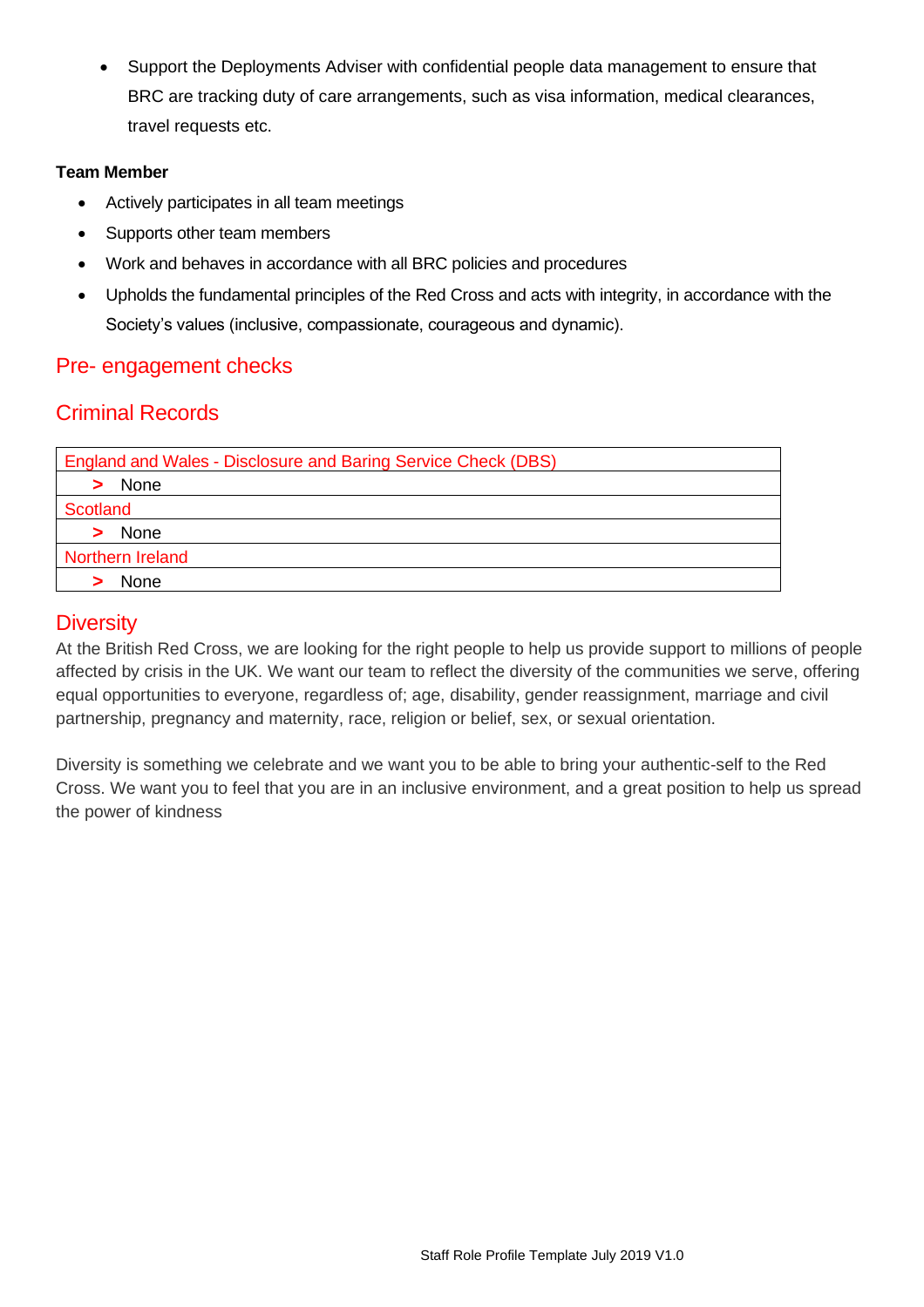- Support the Deployments Adviser with confidential people data management to ensure that BRC are tracking duty of care arrangements, such as visa information, medical clearances, travel requests etc.

**Team Member**

- Actively participates in all team meetings
- Supports other team members
- Work and behaves in accordance with all BRC policies and procedures
- Upholds the fundamental principles of the Red Cross and acts with integrity, in accordance with the Society's values (inclusive, compassionate, courageous and dynamic).

## Pre- engagement checks

## Criminal Records

| England and Wales - Disclosure and Baring Service Check (DBS) |
|---|
| > None |
| Scotland |
| > None |
| Northern Ireland |
| > None |

## Diversity

At the British Red Cross, we are looking for the right people to help us provide support to millions of people affected by crisis in the UK. We want our team to reflect the diversity of the communities we serve, offering equal opportunities to everyone, regardless of; age, disability, gender reassignment, marriage and civil partnership, pregnancy and maternity, race, religion or belief, sex, or sexual orientation.

Diversity is something we celebrate and we want you to be able to bring your authentic-self to the Red Cross. We want you to feel that you are in an inclusive environment, and a great position to help us spread the power of kindness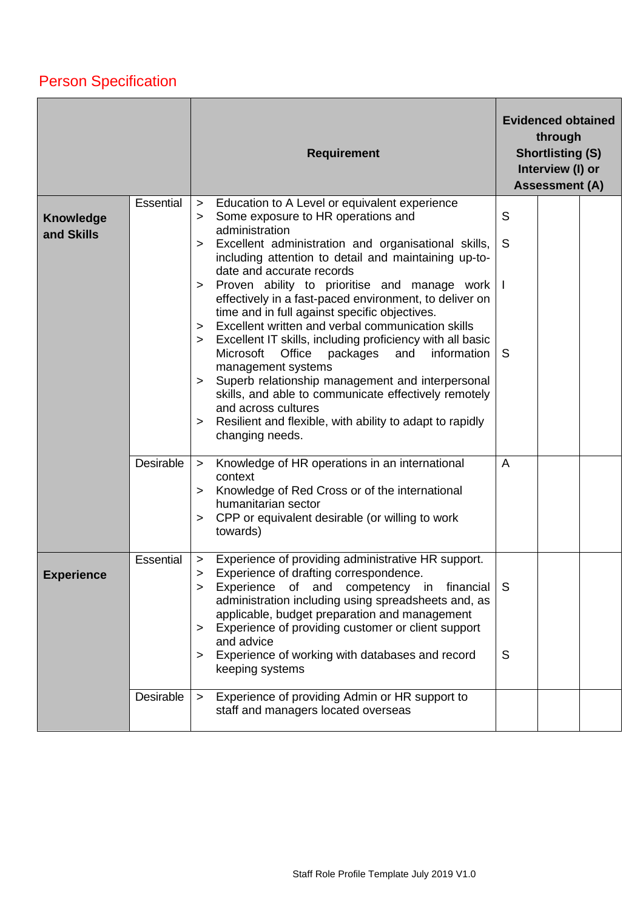## Person Specification

| | | Requirement | Evidenced obtained through Shortlisting (S) Interview (I) or Assessment (A) | | |
|---|---|---|---|---|---|
| **Knowledge and Skills** | Essential | > Education to A Level or equivalent experience<br>> Some exposure to HR operations and administration<br>> Excellent administration and organisational skills, including attention to detail and maintaining up-to-date and accurate records<br>> Proven ability to prioritise and manage work effectively in a fast-paced environment, to deliver on time and in full against specific objectives.<br>> Excellent written and verbal communication skills<br>> Excellent IT skills, including proficiency with all basic Microsoft Office packages and information management systems<br>> Superb relationship management and interpersonal skills, and able to communicate effectively remotely and across cultures<br>> Resilient and flexible, with ability to adapt to rapidly changing needs. | S<br>S<br>I<br>S | | |
| | Desirable | > Knowledge of HR operations in an international context<br>> Knowledge of Red Cross or of the international humanitarian sector<br>> CPP or equivalent desirable (or willing to work towards) | A | | |
| **Experience** | Essential | > Experience of providing administrative HR support.<br>> Experience of drafting correspondence.<br>> Experience of and competency in financial administration including using spreadsheets and, as applicable, budget preparation and management<br>> Experience of providing customer or client support and advice<br>> Experience of working with databases and record keeping systems | S<br>S | | |
| | Desirable | > Experience of providing Admin or HR support to staff and managers located overseas | | | |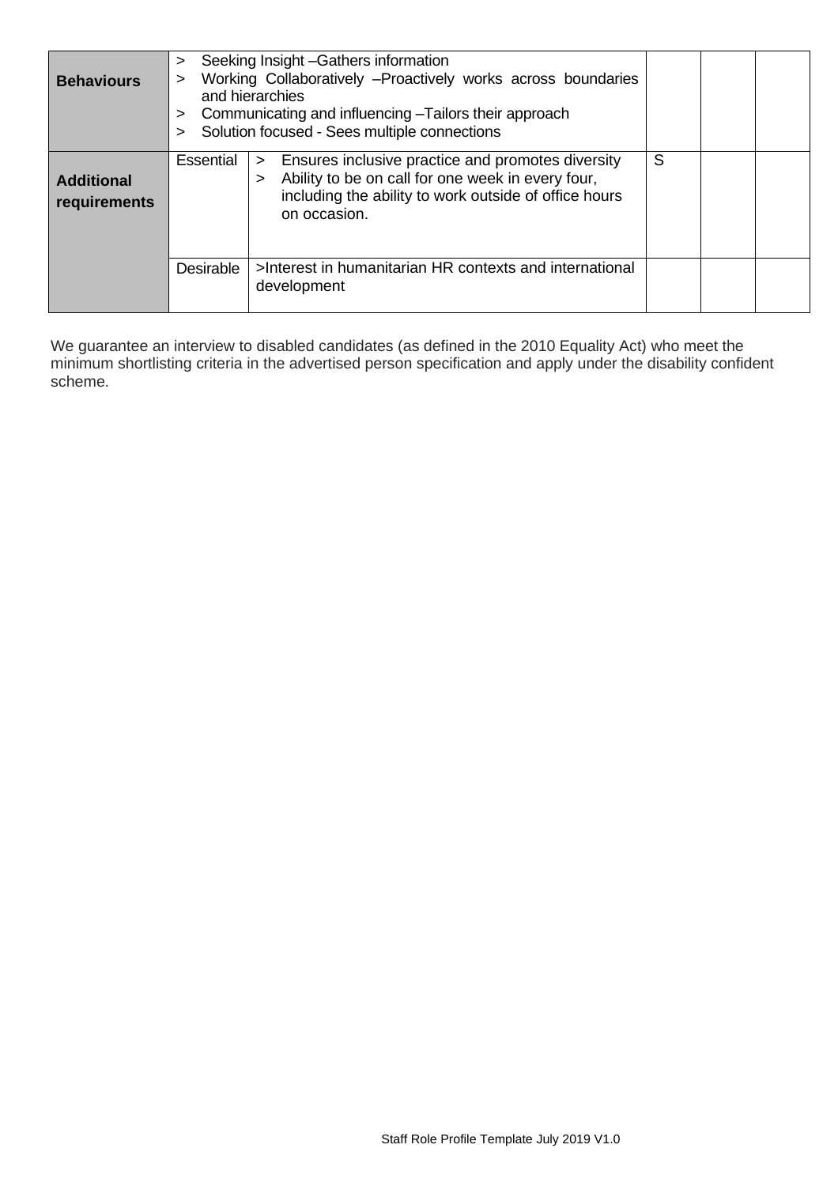| | | | | | |
|---|---|---|---|---|---|
| **Behaviours** | > Seeking Insight –Gathers information<br>> Working Collaboratively –Proactively works across boundaries and hierarchies<br>> Communicating and influencing –Tailors their approach<br>> Solution focused - Sees multiple connections | | | | |
| **Additional requirements** | Essential | > Ensures inclusive practice and promotes diversity<br>> Ability to be on call for one week in every four, including the ability to work outside of office hours on occasion. | S | | |
| | Desirable | >Interest in humanitarian HR contexts and international development | | | |

We guarantee an interview to disabled candidates (as defined in the 2010 Equality Act) who meet the minimum shortlisting criteria in the advertised person specification and apply under the disability confident scheme.